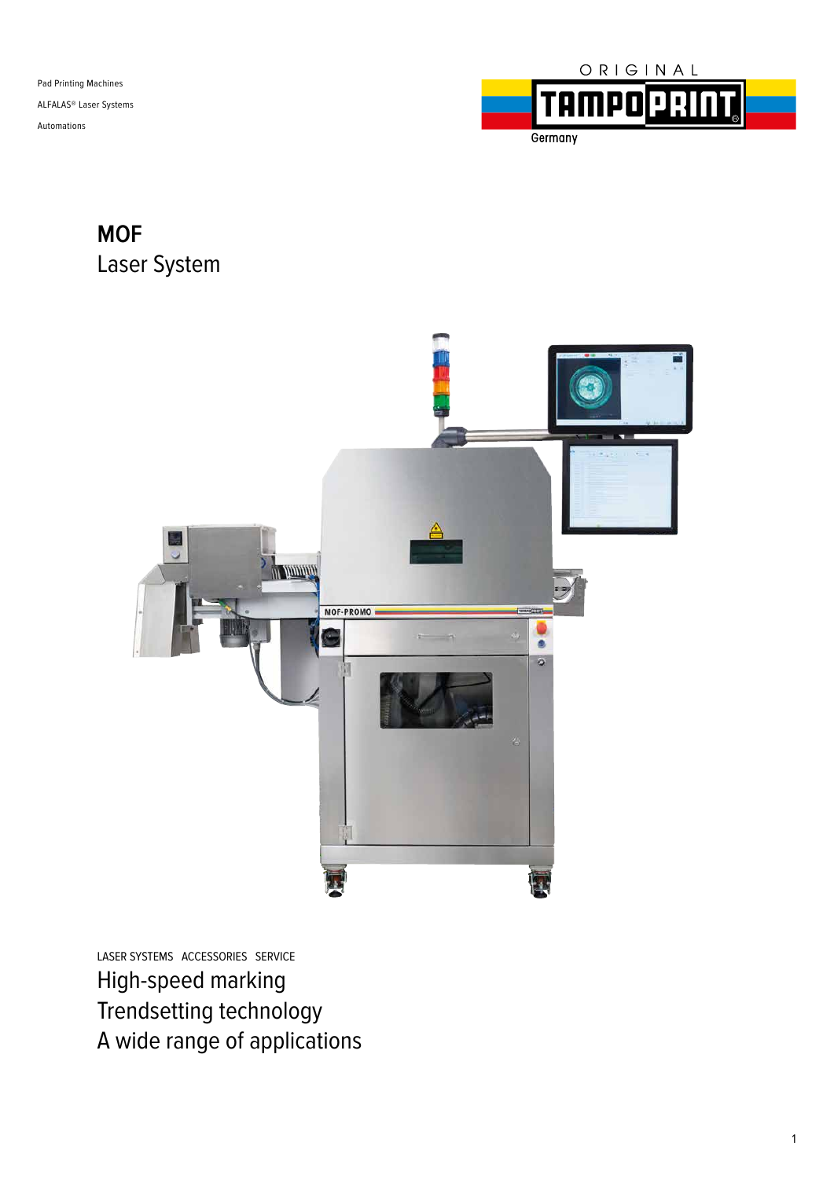Pad Printing Machines

ALFALAS® Laser Systems

Automations

ORIGINAL TAMPOPRINT Germany

# MOF
## Laser System

LASER SYSTEMS ACCESSORIES SERVICE

High-speed marking
Trendsetting technology
A wide range of applications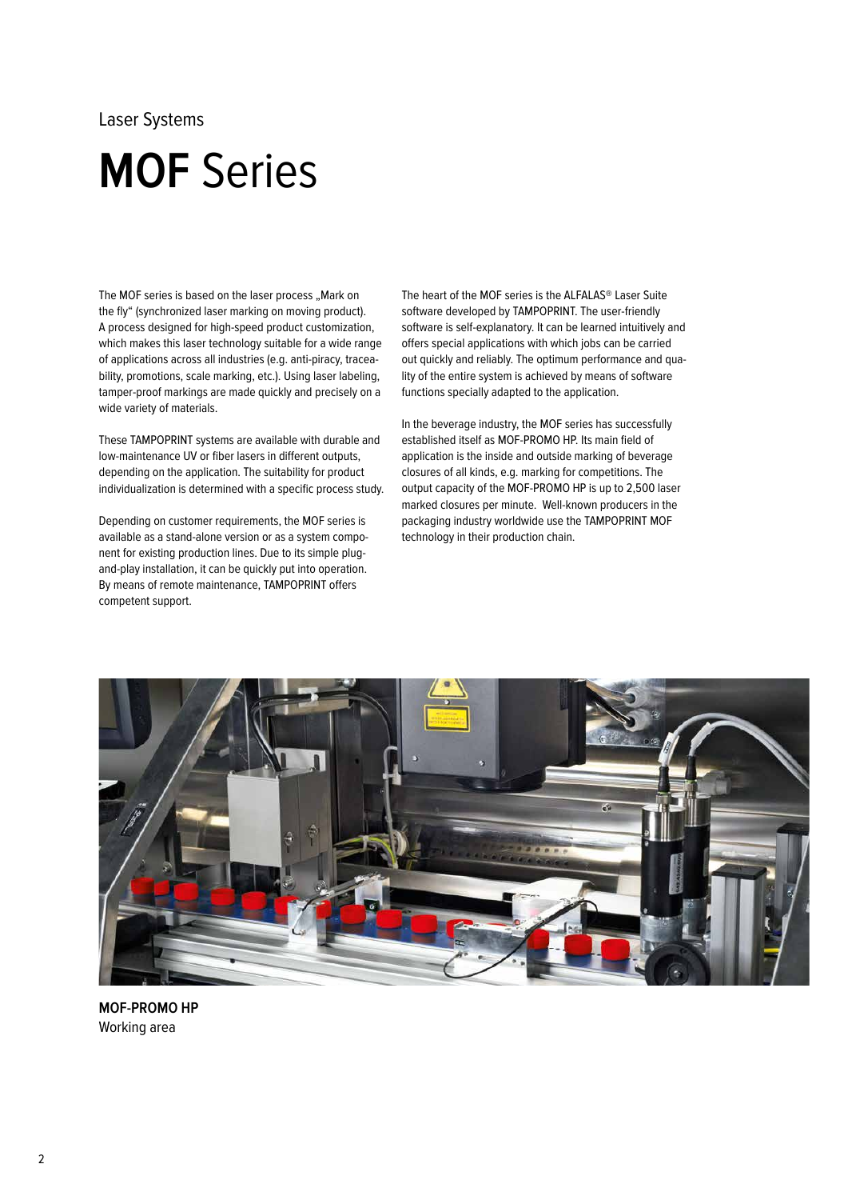Laser Systems

# **MOF** Series

The MOF series is based on the laser process „Mark on the fly" (synchronized laser marking on moving product). A process designed for high-speed product customization, which makes this laser technology suitable for a wide range of applications across all industries (e.g. anti-piracy, traceability, promotions, scale marking, etc.). Using laser labeling, tamper-proof markings are made quickly and precisely on a wide variety of materials.

These TAMPOPRINT systems are available with durable and low-maintenance UV or fiber lasers in different outputs, depending on the application. The suitability for product individualization is determined with a specific process study.

Depending on customer requirements, the MOF series is available as a stand-alone version or as a system component for existing production lines. Due to its simple plug-and-play installation, it can be quickly put into operation. By means of remote maintenance, TAMPOPRINT offers competent support.

The heart of the MOF series is the ALFALAS® Laser Suite software developed by TAMPOPRINT. The user-friendly software is self-explanatory. It can be learned intuitively and offers special applications with which jobs can be carried out quickly and reliably. The optimum performance and quality of the entire system is achieved by means of software functions specially adapted to the application.

In the beverage industry, the MOF series has successfully established itself as MOF-PROMO HP. Its main field of application is the inside and outside marking of beverage closures of all kinds, e.g. marking for competitions. The output capacity of the MOF-PROMO HP is up to 2,500 laser marked closures per minute. Well-known producers in the packaging industry worldwide use the TAMPOPRINT MOF technology in their production chain.

**MOF-PROMO HP**
Working area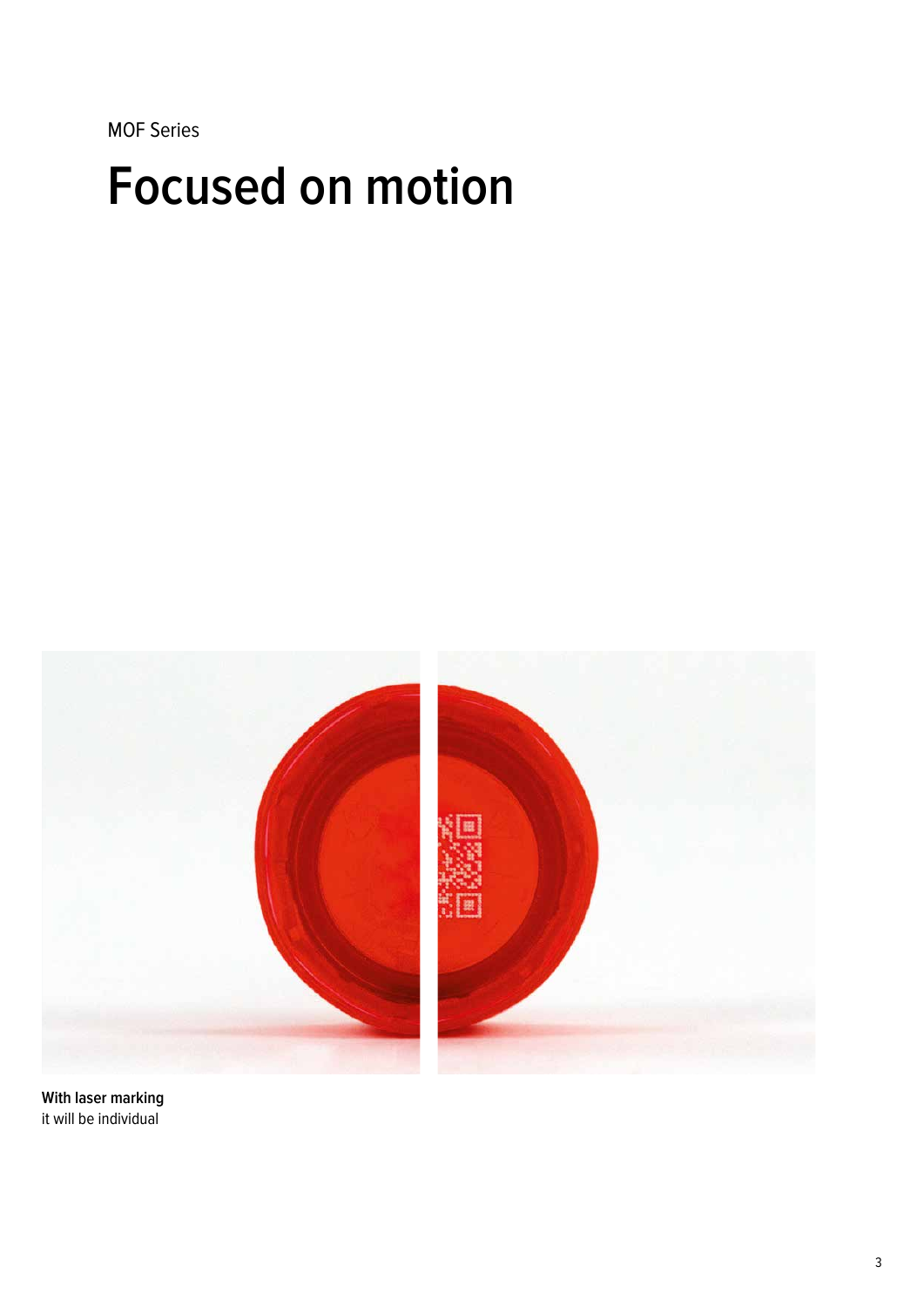MOF Series

# Focused on motion

**With laser marking**
it will be individual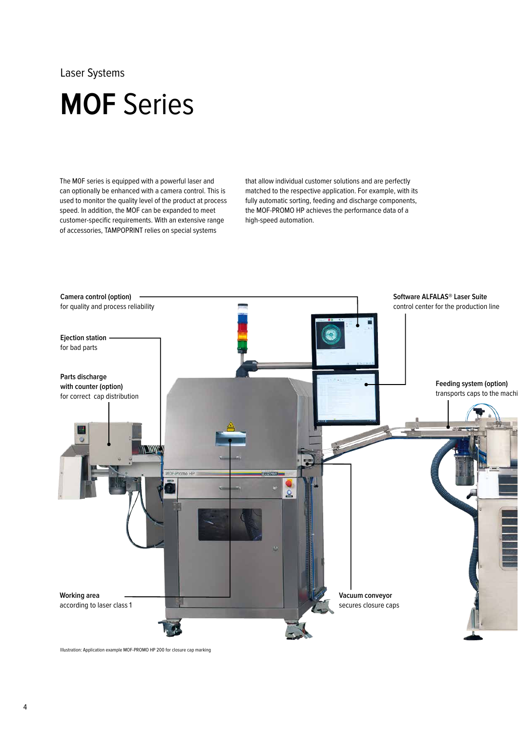Laser Systems

# **MOF** Series

The MOF series is equipped with a powerful laser and can optionally be enhanced with a camera control. This is used to monitor the quality level of the product at process speed. In addition, the MOF can be expanded to meet customer-specific requirements. With an extensive range of accessories, TAMPOPRINT relies on special systems that allow individual customer solutions and are perfectly matched to the respective application. For example, with its fully automatic sorting, feeding and discharge components, the MOF-PROMO HP achieves the performance data of a high-speed automation.

**Camera control (option)**
for quality and process reliability

**Software ALFALAS® Laser Suite**
control center for the production line

**Ejection station**
for bad parts

**Parts discharge with counter (option)**
for correct cap distribution

**Feeding system (option)**
transports caps to the machi

**Working area**
according to laser class 1

**Vacuum conveyor**
secures closure caps

Illustration: Application example MOF-PROMO HP 200 for closure cap marking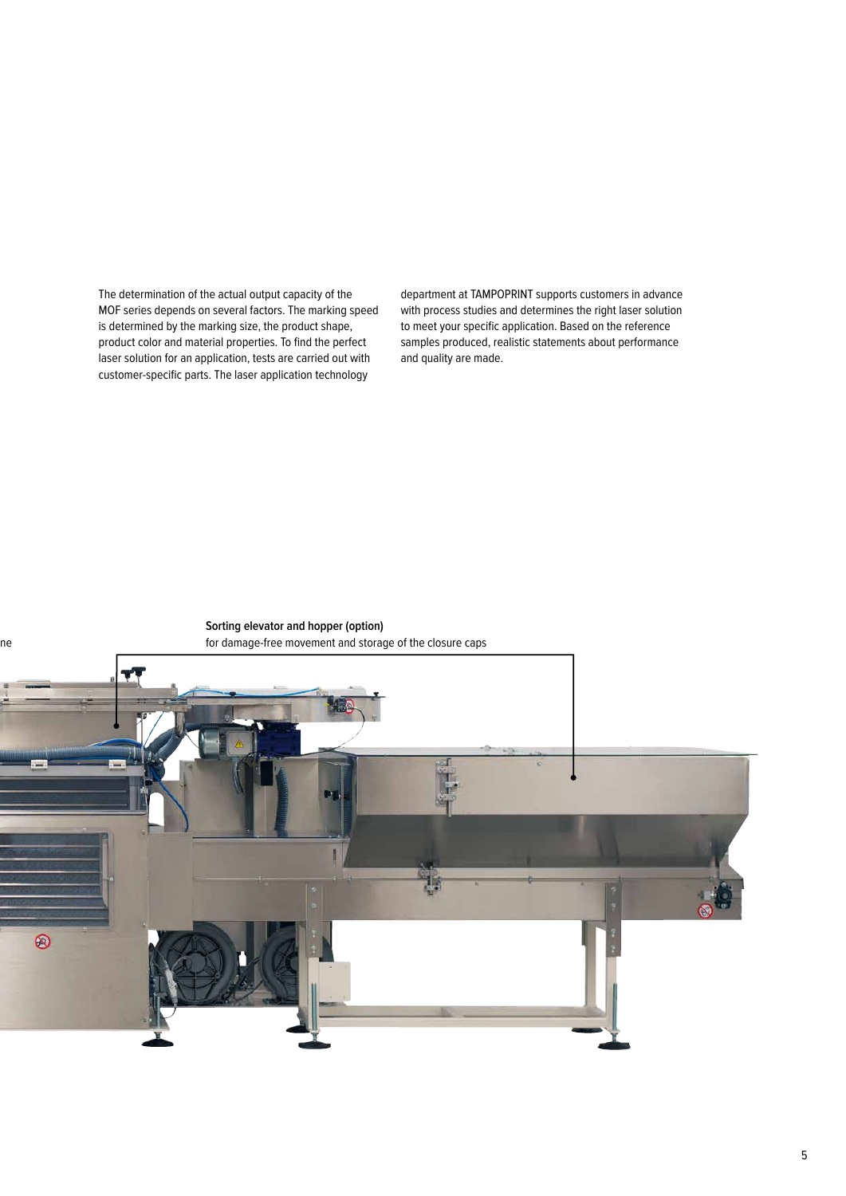The determination of the actual output capacity of the MOF series depends on several factors. The marking speed is determined by the marking size, the product shape, product color and material properties. To find the perfect laser solution for an application, tests are carried out with customer-specific parts. The laser application technology department at TAMPOPRINT supports customers in advance with process studies and determines the right laser solution to meet your specific application. Based on the reference samples produced, realistic statements about performance and quality are made.

ne

**Sorting elevator and hopper (option)**
for damage-free movement and storage of the closure caps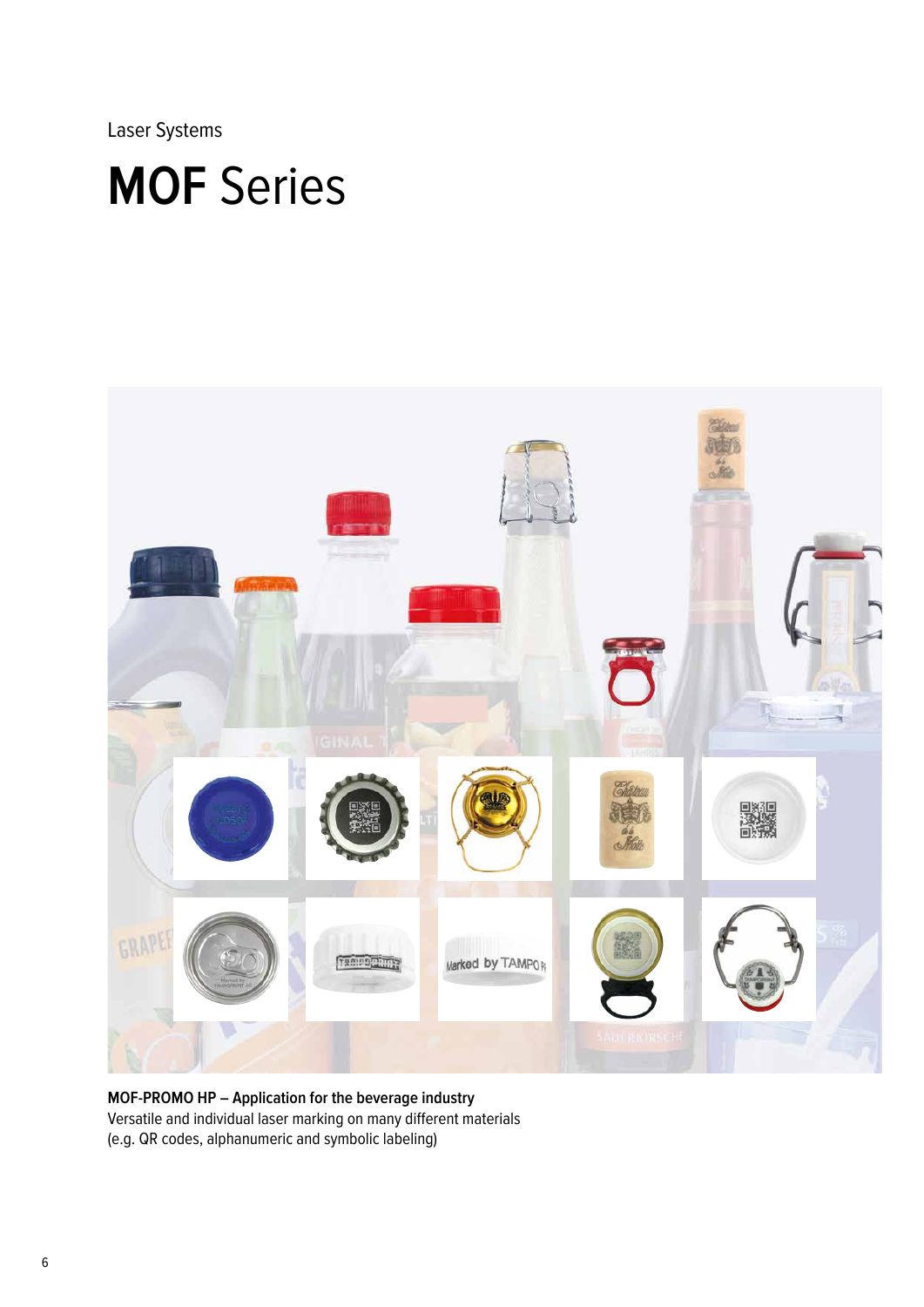Laser Systems

# **MOF** Series

**MOF-PROMO HP – Application for the beverage industry**
Versatile and individual laser marking on many different materials
(e.g. QR codes, alphanumeric and symbolic labeling)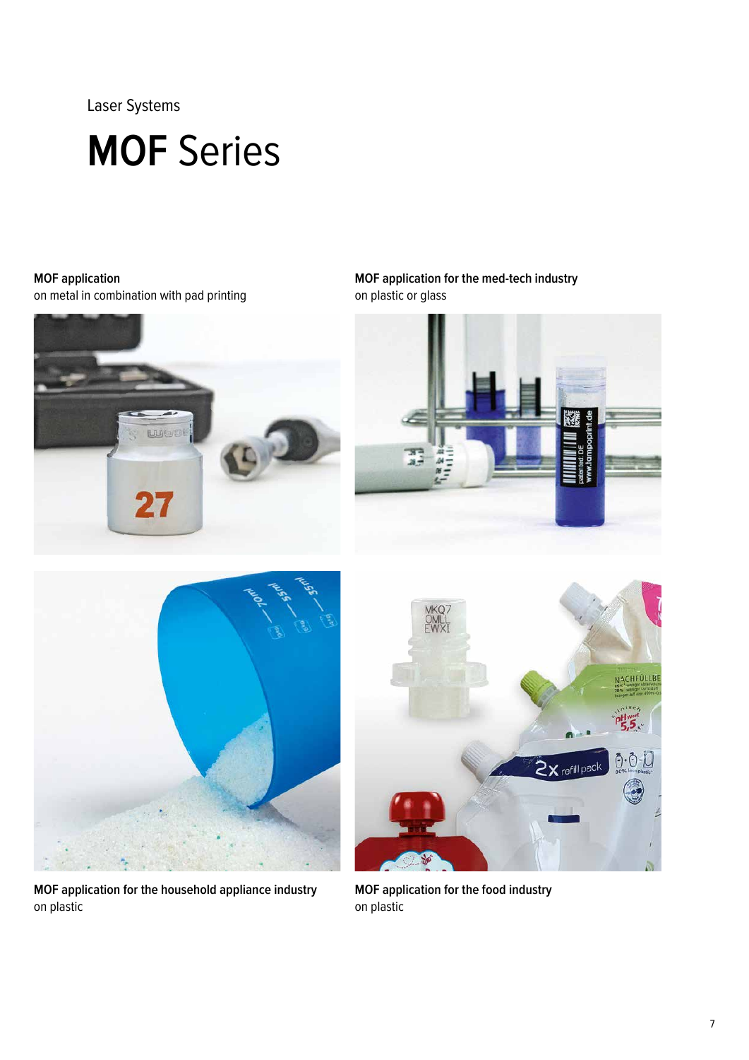Laser Systems

# **MOF** Series

**MOF application**
on metal in combination with pad printing

**MOF application for the med-tech industry**
on plastic or glass

**MOF application for the household appliance industry**
on plastic

**MOF application for the food industry**
on plastic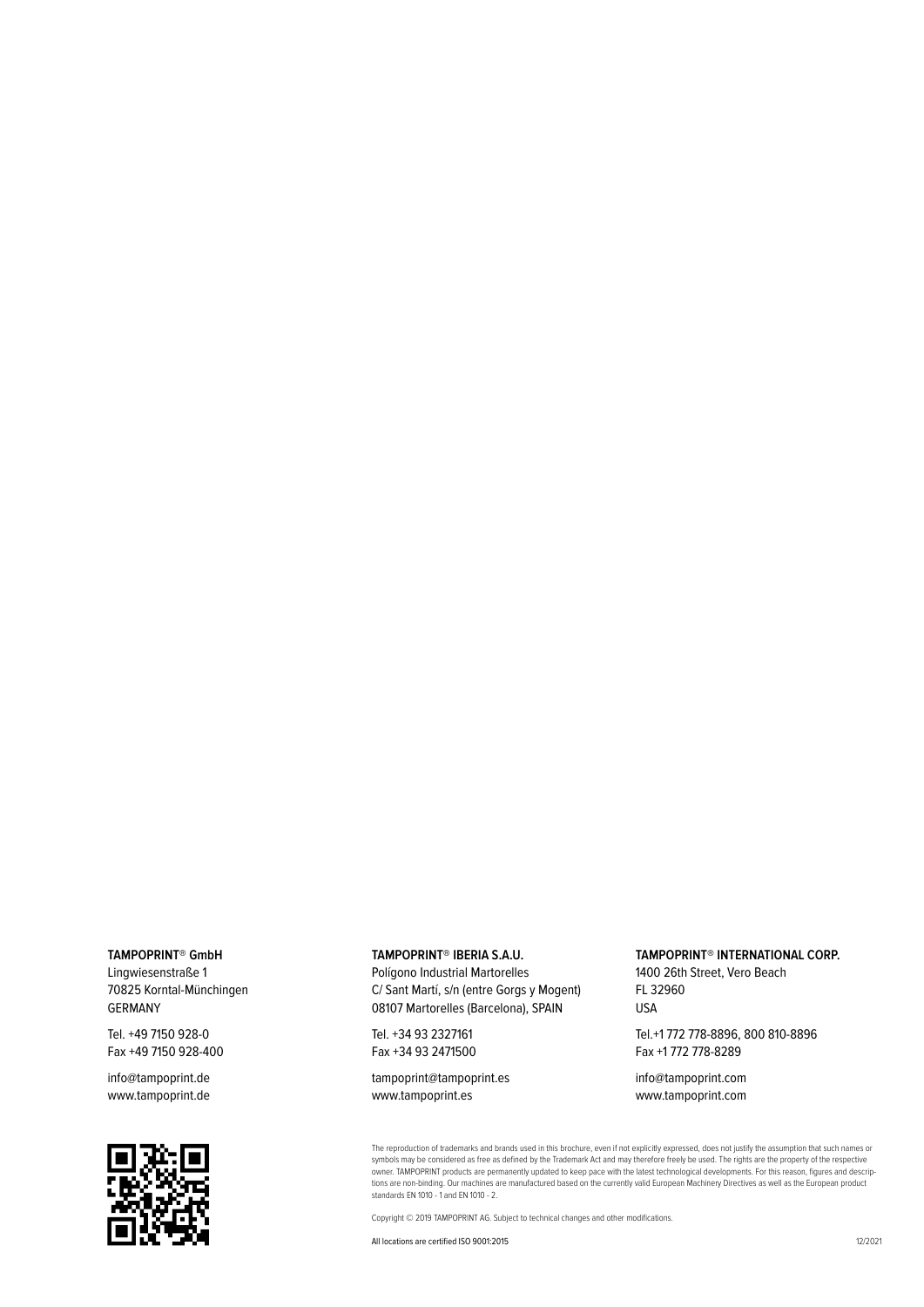**TAMPOPRINT® GmbH**
Lingwiesenstraße 1
70825 Korntal-Münchingen
GERMANY

Tel. +49 7150 928-0
Fax +49 7150 928-400

info@tampoprint.de
www.tampoprint.de

**TAMPOPRINT® IBERIA S.A.U.**
Polígono Industrial Martorelles
C/ Sant Martí, s/n (entre Gorgs y Mogent)
08107 Martorelles (Barcelona), SPAIN

Tel. +34 93 2327161
Fax +34 93 2471500

tampoprint@tampoprint.es
www.tampoprint.es

**TAMPOPRINT® INTERNATIONAL CORP.**
1400 26th Street, Vero Beach
FL 32960
USA

Tel.+1 772 778-8896, 800 810-8896
Fax +1 772 778-8289

info@tampoprint.com
www.tampoprint.com

The reproduction of trademarks and brands used in this brochure, even if not explicitly expressed, does not justify the assumption that such names or symbols may be considered as free as defined by the Trademark Act and may therefore freely be used. The rights are the property of the respective owner. TAMPOPRINT products are permanently updated to keep pace with the latest technological developments. For this reason, figures and descriptions are non-binding. Our machines are manufactured based on the currently valid European Machinery Directives as well as the European product standards EN 1010 - 1 and EN 1010 - 2.

Copyright © 2019 TAMPOPRINT AG. Subject to technical changes and other modifications.

All locations are certified ISO 9001:2015

12/2021